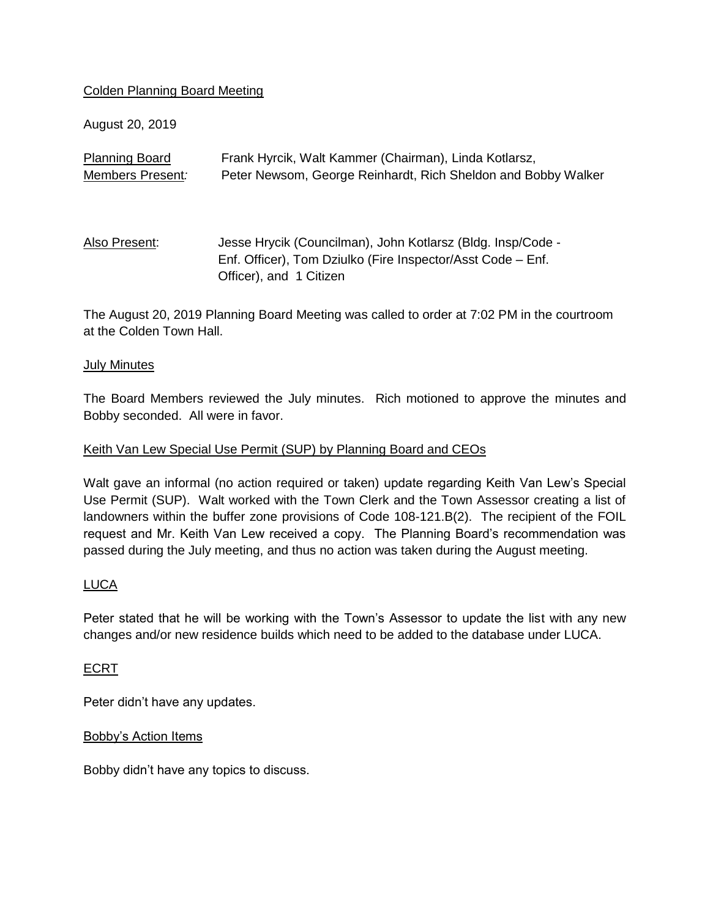Colden Planning Board Meeting

August 20, 2019

Planning Board Members Present: Frank Hyrcik, Walt Kammer (Chairman), Linda Kotlarsz, Peter Newsom, George Reinhardt, Rich Sheldon and Bobby Walker

Also Present: Jesse Hrycik (Councilman), John Kotlarsz (Bldg. Insp/Code - Enf. Officer), Tom Dziulko (Fire Inspector/Asst Code – Enf. Officer), and 1 Citizen

The August 20, 2019 Planning Board Meeting was called to order at 7:02 PM in the courtroom at the Colden Town Hall.

## July Minutes

The Board Members reviewed the July minutes. Rich motioned to approve the minutes and Bobby seconded. All were in favor.

## Keith Van Lew Special Use Permit (SUP) by Planning Board and CEOs

Walt gave an informal (no action required or taken) update regarding Keith Van Lew's Special Use Permit (SUP). Walt worked with the Town Clerk and the Town Assessor creating a list of landowners within the buffer zone provisions of Code 108-121.B(2). The recipient of the FOIL request and Mr. Keith Van Lew received a copy. The Planning Board's recommendation was passed during the July meeting, and thus no action was taken during the August meeting.

## LUCA

Peter stated that he will be working with the Town's Assessor to update the list with any new changes and/or new residence builds which need to be added to the database under LUCA.

## ECRT

Peter didn't have any updates.

## Bobby's Action Items

Bobby didn't have any topics to discuss.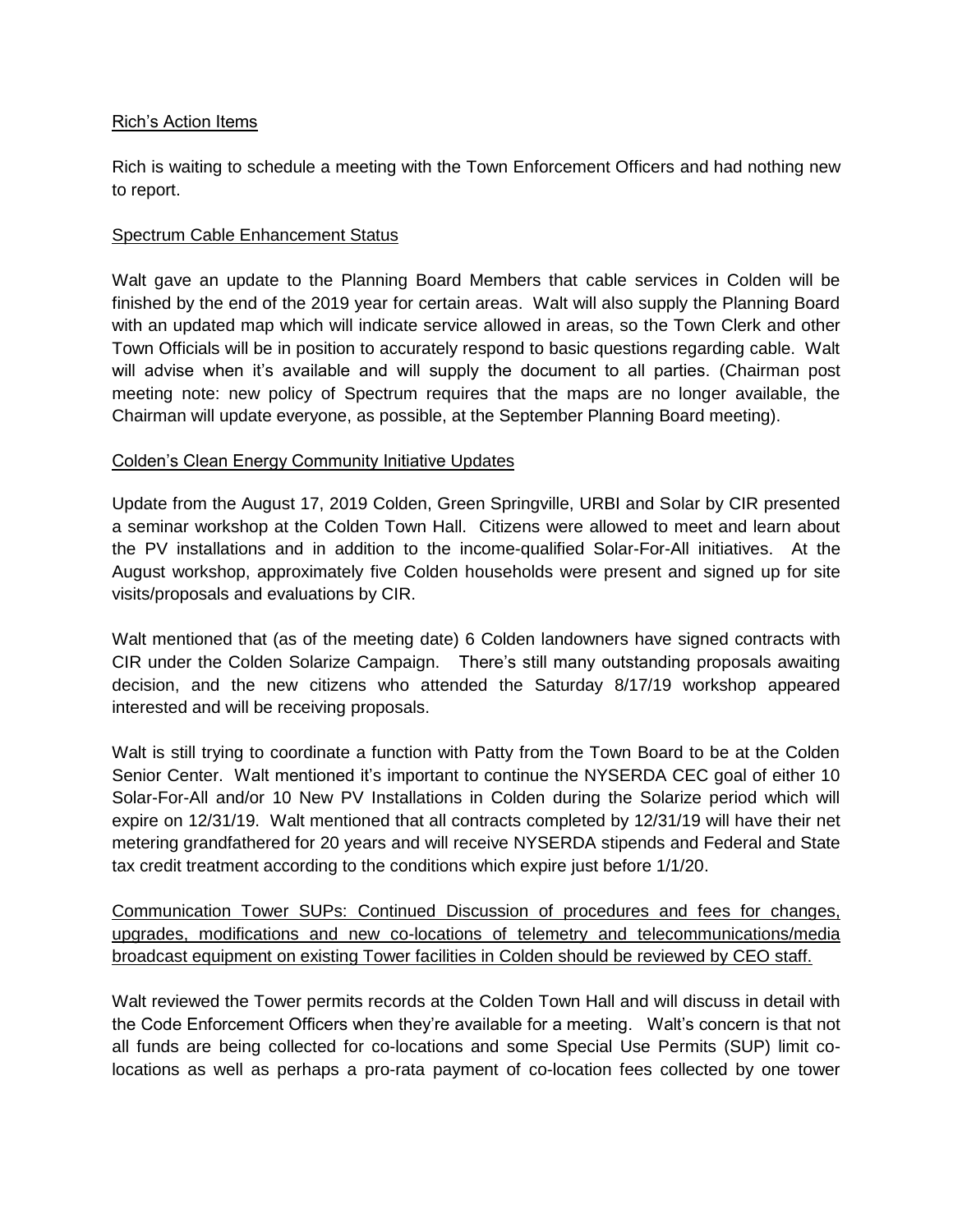Rich's Action Items

Rich is waiting to schedule a meeting with the Town Enforcement Officers and had nothing new to report.

Spectrum Cable Enhancement Status

Walt gave an update to the Planning Board Members that cable services in Colden will be finished by the end of the 2019 year for certain areas. Walt will also supply the Planning Board with an updated map which will indicate service allowed in areas, so the Town Clerk and other Town Officials will be in position to accurately respond to basic questions regarding cable. Walt will advise when it's available and will supply the document to all parties. (Chairman post meeting note: new policy of Spectrum requires that the maps are no longer available, the Chairman will update everyone, as possible, at the September Planning Board meeting).

Colden's Clean Energy Community Initiative Updates

Update from the August 17, 2019 Colden, Green Springville, URBI and Solar by CIR presented a seminar workshop at the Colden Town Hall. Citizens were allowed to meet and learn about the PV installations and in addition to the income-qualified Solar-For-All initiatives. At the August workshop, approximately five Colden households were present and signed up for site visits/proposals and evaluations by CIR.

Walt mentioned that (as of the meeting date) 6 Colden landowners have signed contracts with CIR under the Colden Solarize Campaign. There's still many outstanding proposals awaiting decision, and the new citizens who attended the Saturday 8/17/19 workshop appeared interested and will be receiving proposals.

Walt is still trying to coordinate a function with Patty from the Town Board to be at the Colden Senior Center. Walt mentioned it's important to continue the NYSERDA CEC goal of either 10 Solar-For-All and/or 10 New PV Installations in Colden during the Solarize period which will expire on 12/31/19. Walt mentioned that all contracts completed by 12/31/19 will have their net metering grandfathered for 20 years and will receive NYSERDA stipends and Federal and State tax credit treatment according to the conditions which expire just before 1/1/20.

Communication Tower SUPs: Continued Discussion of procedures and fees for changes, upgrades, modifications and new co-locations of telemetry and telecommunications/media broadcast equipment on existing Tower facilities in Colden should be reviewed by CEO staff.

Walt reviewed the Tower permits records at the Colden Town Hall and will discuss in detail with the Code Enforcement Officers when they're available for a meeting. Walt's concern is that not all funds are being collected for co-locations and some Special Use Permits (SUP) limit co-locations as well as perhaps a pro-rata payment of co-location fees collected by one tower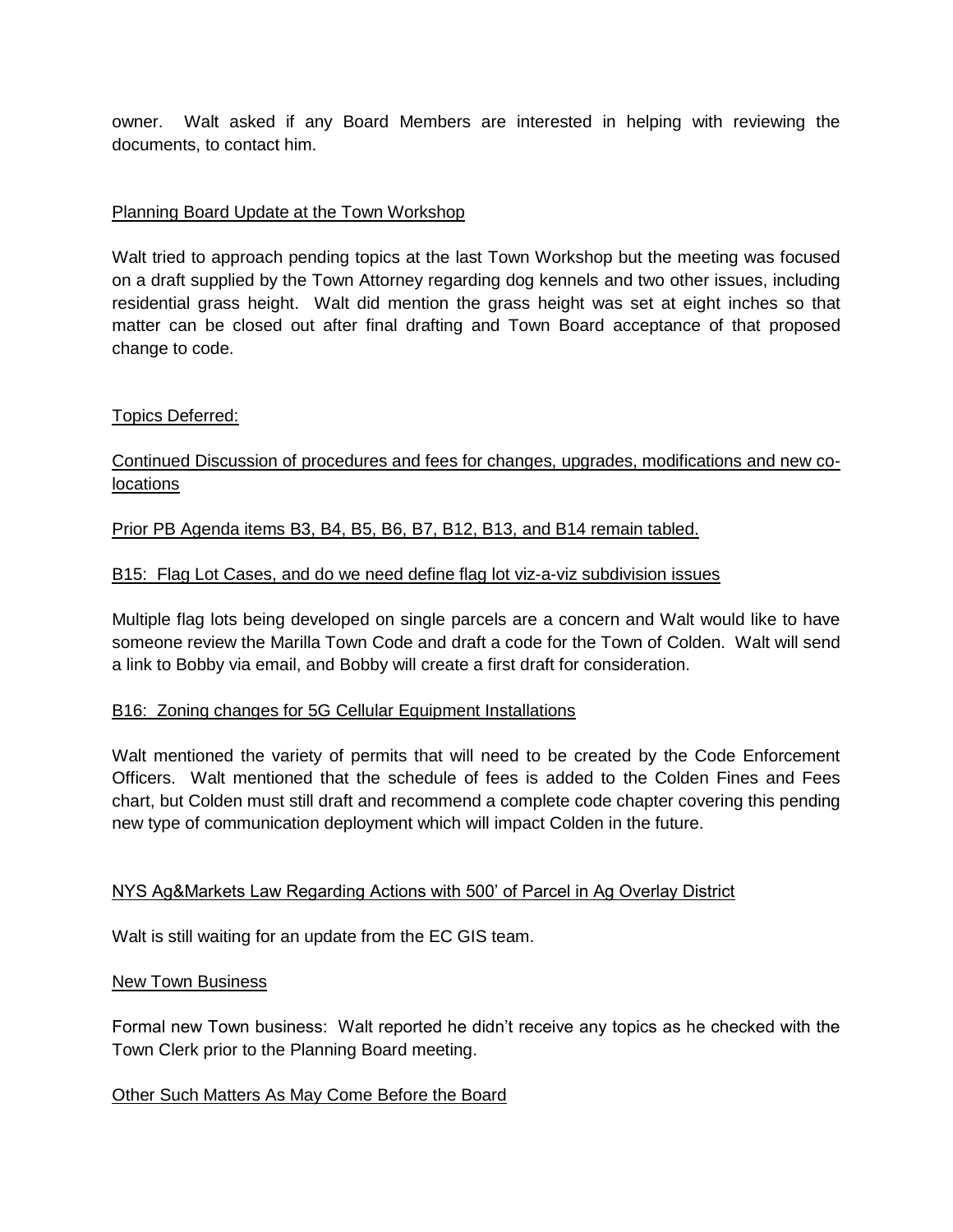owner. Walt asked if any Board Members are interested in helping with reviewing the documents, to contact him.

<u>Planning Board Update at the Town Workshop</u>

Walt tried to approach pending topics at the last Town Workshop but the meeting was focused on a draft supplied by the Town Attorney regarding dog kennels and two other issues, including residential grass height. Walt did mention the grass height was set at eight inches so that matter can be closed out after final drafting and Town Board acceptance of that proposed change to code.

<u>Topics Deferred:</u>

<u>Continued Discussion of procedures and fees for changes, upgrades, modifications and new co-locations</u>

<u>Prior PB Agenda items B3, B4, B5, B6, B7, B12, B13, and B14 remain tabled.</u>

<u>B15: Flag Lot Cases, and do we need define flag lot viz-a-viz subdivision issues</u>

Multiple flag lots being developed on single parcels are a concern and Walt would like to have someone review the Marilla Town Code and draft a code for the Town of Colden. Walt will send a link to Bobby via email, and Bobby will create a first draft for consideration.

<u>B16: Zoning changes for 5G Cellular Equipment Installations</u>

Walt mentioned the variety of permits that will need to be created by the Code Enforcement Officers. Walt mentioned that the schedule of fees is added to the Colden Fines and Fees chart, but Colden must still draft and recommend a complete code chapter covering this pending new type of communication deployment which will impact Colden in the future.

<u>NYS Ag&Markets Law Regarding Actions with 500' of Parcel in Ag Overlay District</u>

Walt is still waiting for an update from the EC GIS team.

<u>New Town Business</u>

Formal new Town business: Walt reported he didn't receive any topics as he checked with the Town Clerk prior to the Planning Board meeting.

<u>Other Such Matters As May Come Before the Board</u>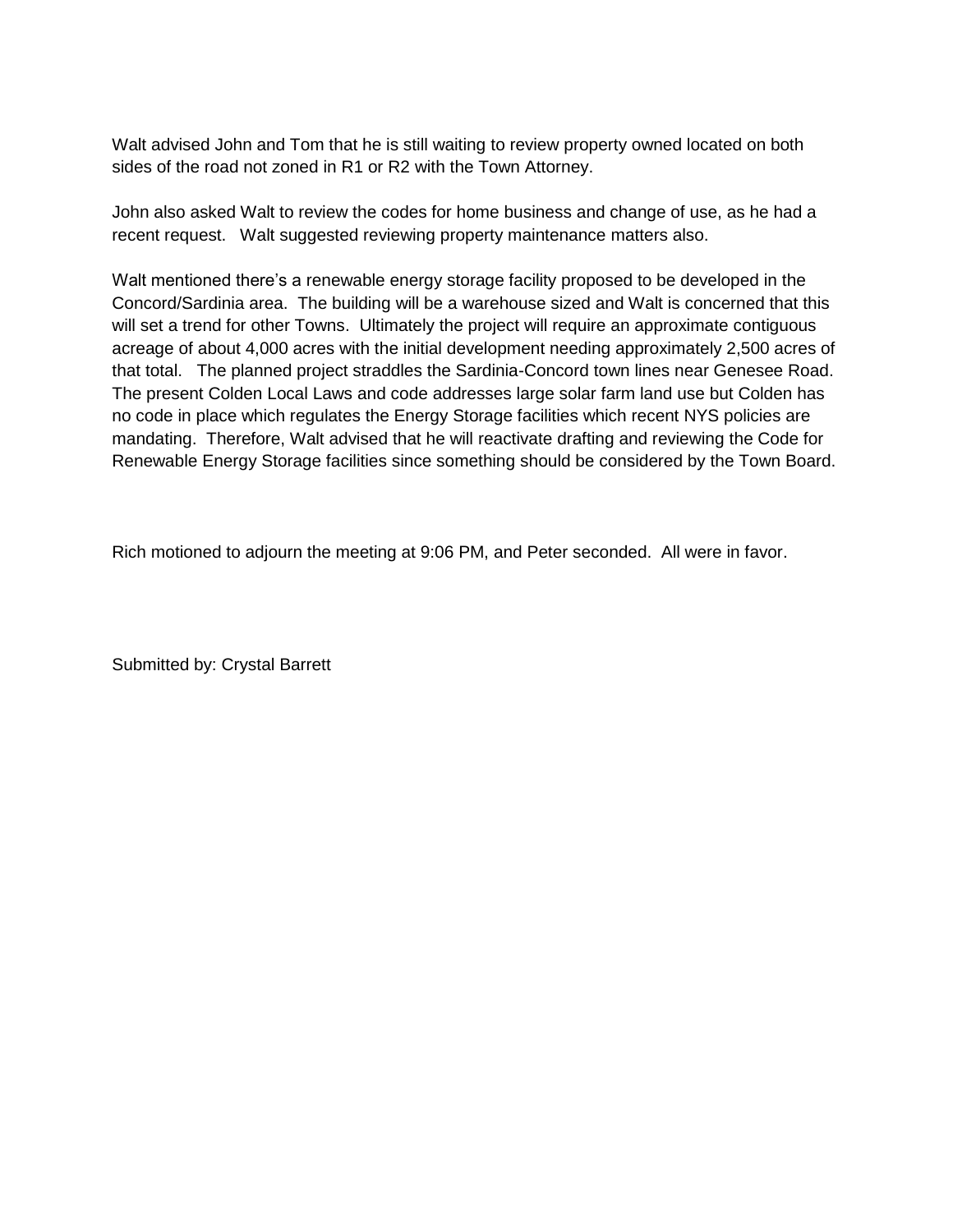Walt advised John and Tom that he is still waiting to review property owned located on both sides of the road not zoned in R1 or R2 with the Town Attorney.

John also asked Walt to review the codes for home business and change of use, as he had a recent request. Walt suggested reviewing property maintenance matters also.

Walt mentioned there's a renewable energy storage facility proposed to be developed in the Concord/Sardinia area. The building will be a warehouse sized and Walt is concerned that this will set a trend for other Towns. Ultimately the project will require an approximate contiguous acreage of about 4,000 acres with the initial development needing approximately 2,500 acres of that total. The planned project straddles the Sardinia-Concord town lines near Genesee Road. The present Colden Local Laws and code addresses large solar farm land use but Colden has no code in place which regulates the Energy Storage facilities which recent NYS policies are mandating. Therefore, Walt advised that he will reactivate drafting and reviewing the Code for Renewable Energy Storage facilities since something should be considered by the Town Board.

Rich motioned to adjourn the meeting at 9:06 PM, and Peter seconded. All were in favor.

Submitted by: Crystal Barrett